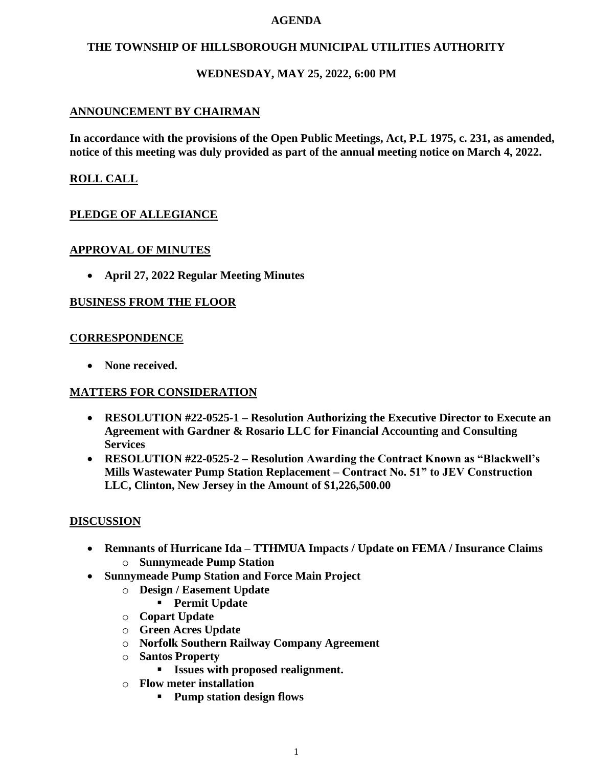# AGENDA

## THE TOWNSHIP OF HILLSBOROUGH MUNICIPAL UTILITIES AUTHORITY

### WEDNESDAY, MAY 25, 2022, 6:00 PM

## ANNOUNCEMENT BY CHAIRMAN

**In accordance with the provisions of the Open Public Meetings, Act, P.L 1975, c. 231, as amended, notice of this meeting was duly provided as part of the annual meeting notice on March 4, 2022.**

## ROLL CALL

## PLEDGE OF ALLEGIANCE

## APPROVAL OF MINUTES

- **April 27, 2022 Regular Meeting Minutes**

## BUSINESS FROM THE FLOOR

## CORRESPONDENCE

- **None received.**

## MATTERS FOR CONSIDERATION

- **RESOLUTION #22-0525-1 – Resolution Authorizing the Executive Director to Execute an Agreement with Gardner & Rosario LLC for Financial Accounting and Consulting Services**
- **RESOLUTION #22-0525-2 – Resolution Awarding the Contract Known as "Blackwell's Mills Wastewater Pump Station Replacement – Contract No. 51" to JEV Construction LLC, Clinton, New Jersey in the Amount of $1,226,500.00**

## DISCUSSION

- **Remnants of Hurricane Ida – TTHMUA Impacts / Update on FEMA / Insurance Claims**
  - **Sunnymeade Pump Station**
- **Sunnymeade Pump Station and Force Main Project**
  - **Design / Easement Update**
    - **Permit Update**
  - **Copart Update**
  - **Green Acres Update**
  - **Norfolk Southern Railway Company Agreement**
  - **Santos Property**
    - **Issues with proposed realignment.**
  - **Flow meter installation**
    - **Pump station design flows**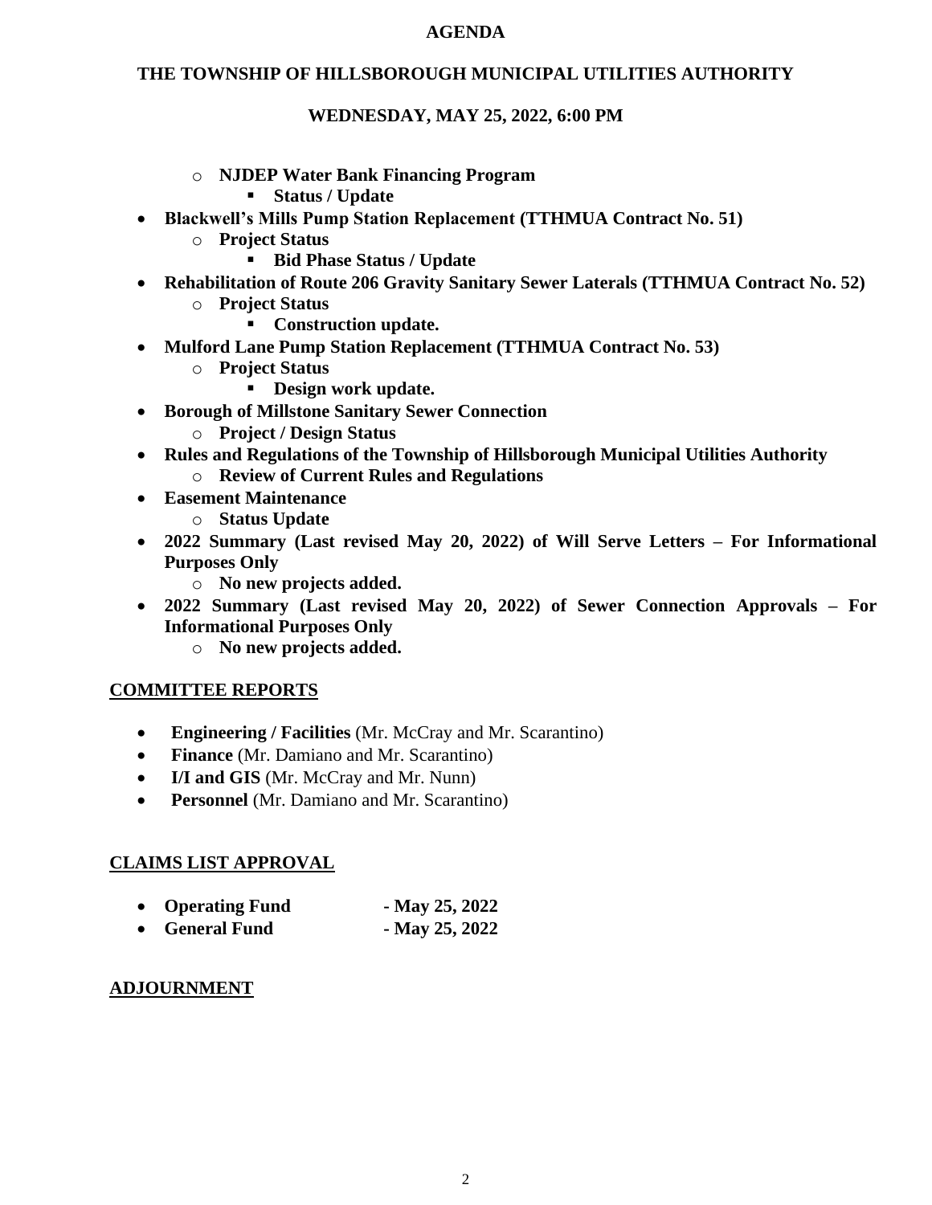**AGENDA**

**THE TOWNSHIP OF HILLSBOROUGH MUNICIPAL UTILITIES AUTHORITY**

**WEDNESDAY, MAY 25, 2022, 6:00 PM**

- **NJDEP Water Bank Financing Program**
  - **Status / Update**
- **Blackwell's Mills Pump Station Replacement (TTHMUA Contract No. 51)**
  - **Project Status**
    - **Bid Phase Status / Update**
- **Rehabilitation of Route 206 Gravity Sanitary Sewer Laterals (TTHMUA Contract No. 52)**
  - **Project Status**
    - **Construction update.**
- **Mulford Lane Pump Station Replacement (TTHMUA Contract No. 53)**
  - **Project Status**
    - **Design work update.**
- **Borough of Millstone Sanitary Sewer Connection**
  - **Project / Design Status**
- **Rules and Regulations of the Township of Hillsborough Municipal Utilities Authority**
  - **Review of Current Rules and Regulations**
- **Easement Maintenance**
  - **Status Update**
- **2022 Summary (Last revised May 20, 2022) of Will Serve Letters – For Informational Purposes Only**
  - **No new projects added.**
- **2022 Summary (Last revised May 20, 2022) of Sewer Connection Approvals – For Informational Purposes Only**
  - **No new projects added.**

## COMMITTEE REPORTS

- **Engineering / Facilities** (Mr. McCray and Mr. Scarantino)
- **Finance** (Mr. Damiano and Mr. Scarantino)
- **I/I and GIS** (Mr. McCray and Mr. Nunn)
- **Personnel** (Mr. Damiano and Mr. Scarantino)

## CLAIMS LIST APPROVAL

- **Operating Fund - May 25, 2022**
- **General Fund - May 25, 2022**

## ADJOURNMENT